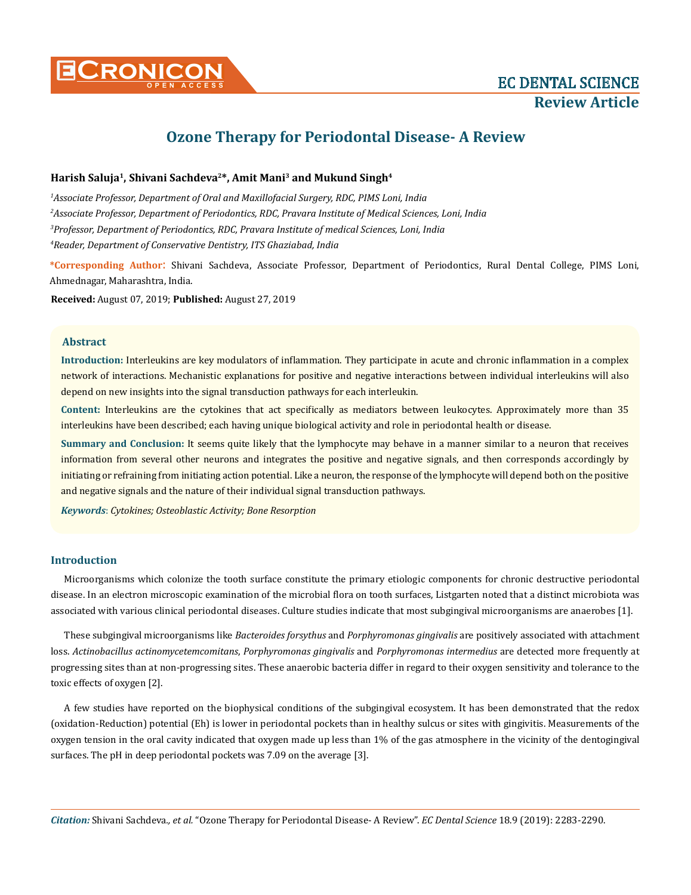EC DENTAL SCIENCE

Review Article

# Ozone Therapy for Periodontal Disease- A Review

**Harish Saluja[1], Shivani Sachdeva[2]*, Amit Mani[3] and Mukund Singh[4]**

*[1]Associate Professor, Department of Oral and Maxillofacial Surgery, RDC, PIMS Loni, India*

*[2]Associate Professor, Department of Periodontics, RDC, Pravara Institute of Medical Sciences, Loni, India*

*[3]Professor, Department of Periodontics, RDC, Pravara Institute of medical Sciences, Loni, India*

*[4]Reader, Department of Conservative Dentistry, ITS Ghaziabad, India*

**\*Corresponding Author**: Shivani Sachdeva, Associate Professor, Department of Periodontics, Rural Dental College, PIMS Loni, Ahmednagar, Maharashtra, India.

**Received:** August 07, 2019; **Published:** August 27, 2019

## Abstract

**Introduction:** Interleukins are key modulators of inflammation. They participate in acute and chronic inflammation in a complex network of interactions. Mechanistic explanations for positive and negative interactions between individual interleukins will also depend on new insights into the signal transduction pathways for each interleukin.

**Content:** Interleukins are the cytokines that act specifically as mediators between leukocytes. Approximately more than 35 interleukins have been described; each having unique biological activity and role in periodontal health or disease.

**Summary and Conclusion:** It seems quite likely that the lymphocyte may behave in a manner similar to a neuron that receives information from several other neurons and integrates the positive and negative signals, and then corresponds accordingly by initiating or refraining from initiating action potential. Like a neuron, the response of the lymphocyte will depend both on the positive and negative signals and the nature of their individual signal transduction pathways.

***Keywords***: *Cytokines; Osteoblastic Activity; Bone Resorption*

## Introduction

Microorganisms which colonize the tooth surface constitute the primary etiologic components for chronic destructive periodontal disease. In an electron microscopic examination of the microbial flora on tooth surfaces, Listgarten noted that a distinct microbiota was associated with various clinical periodontal diseases. Culture studies indicate that most subgingival microorganisms are anaerobes [1].

These subgingival microorganisms like *Bacteroides forsythus* and *Porphyromonas gingivalis* are positively associated with attachment loss. *Actinobacillus actinomycetemcomitans*, *Porphyromonas gingivalis* and *Porphyromonas intermedius* are detected more frequently at progressing sites than at non-progressing sites. These anaerobic bacteria differ in regard to their oxygen sensitivity and tolerance to the toxic effects of oxygen [2].

A few studies have reported on the biophysical conditions of the subgingival ecosystem. It has been demonstrated that the redox (oxidation-Reduction) potential (Eh) is lower in periodontal pockets than in healthy sulcus or sites with gingivitis. Measurements of the oxygen tension in the oral cavity indicated that oxygen made up less than 1% of the gas atmosphere in the vicinity of the dentogingival surfaces. The pH in deep periodontal pockets was 7.09 on the average [3].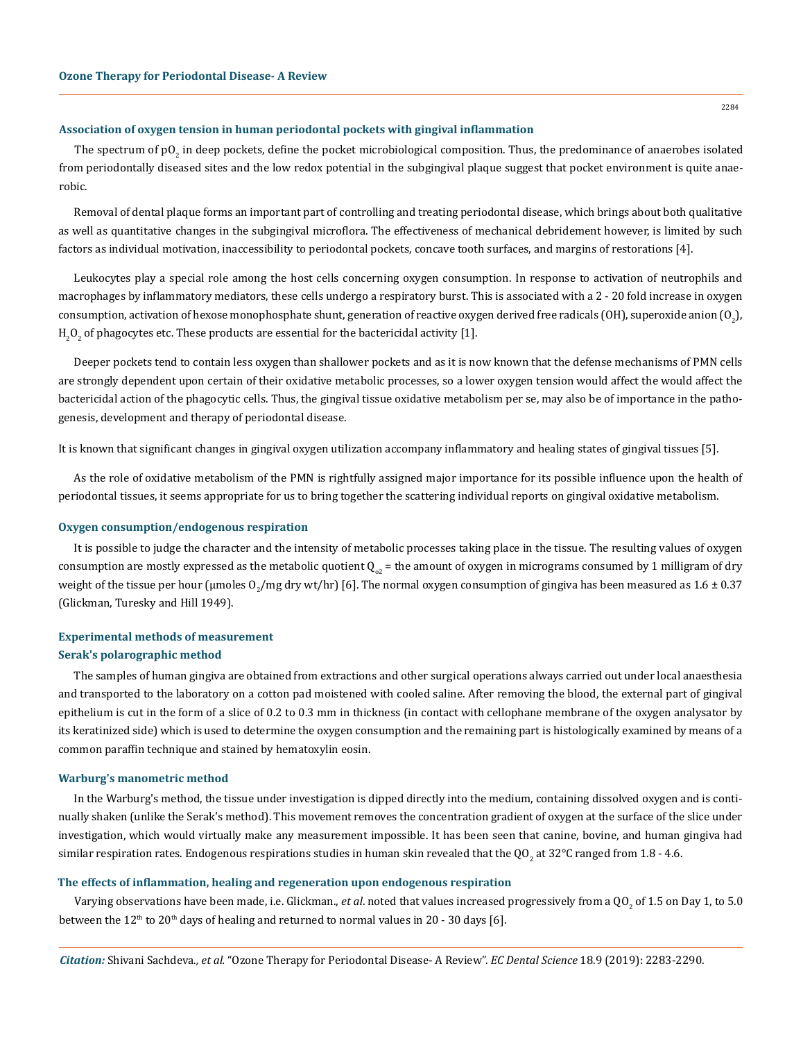### Association of oxygen tension in human periodontal pockets with gingival inflammation

The spectrum of $pO_2$ in deep pockets, define the pocket microbiological composition. Thus, the predominance of anaerobes isolated from periodontally diseased sites and the low redox potential in the subgingival plaque suggest that pocket environment is quite anaerobic.

Removal of dental plaque forms an important part of controlling and treating periodontal disease, which brings about both qualitative as well as quantitative changes in the subgingival microflora. The effectiveness of mechanical debridement however, is limited by such factors as individual motivation, inaccessibility to periodontal pockets, concave tooth surfaces, and margins of restorations [4].

Leukocytes play a special role among the host cells concerning oxygen consumption. In response to activation of neutrophils and macrophages by inflammatory mediators, these cells undergo a respiratory burst. This is associated with a 2 - 20 fold increase in oxygen consumption, activation of hexose monophosphate shunt, generation of reactive oxygen derived free radicals (OH), superoxide anion ($O_2$), $H_2O_2$ of phagocytes etc. These products are essential for the bactericidal activity [1].

Deeper pockets tend to contain less oxygen than shallower pockets and as it is now known that the defense mechanisms of PMN cells are strongly dependent upon certain of their oxidative metabolic processes, so a lower oxygen tension would affect the would affect the bactericidal action of the phagocytic cells. Thus, the gingival tissue oxidative metabolism per se, may also be of importance in the pathogenesis, development and therapy of periodontal disease.

It is known that significant changes in gingival oxygen utilization accompany inflammatory and healing states of gingival tissues [5].

As the role of oxidative metabolism of the PMN is rightfully assigned major importance for its possible influence upon the health of periodontal tissues, it seems appropriate for us to bring together the scattering individual reports on gingival oxidative metabolism.

### Oxygen consumption/endogenous respiration

It is possible to judge the character and the intensity of metabolic processes taking place in the tissue. The resulting values of oxygen consumption are mostly expressed as the metabolic quotient $Q_{o2}$ = the amount of oxygen in micrograms consumed by 1 milligram of dry weight of the tissue per hour (μmoles $O_2$/mg dry wt/hr) [6]. The normal oxygen consumption of gingiva has been measured as 1.6 ± 0.37 (Glickman, Turesky and Hill 1949).

### Experimental methods of measurement

#### Serak's polarographic method

The samples of human gingiva are obtained from extractions and other surgical operations always carried out under local anaesthesia and transported to the laboratory on a cotton pad moistened with cooled saline. After removing the blood, the external part of gingival epithelium is cut in the form of a slice of 0.2 to 0.3 mm in thickness (in contact with cellophane membrane of the oxygen analysator by its keratinized side) which is used to determine the oxygen consumption and the remaining part is histologically examined by means of a common paraffin technique and stained by hematoxylin eosin.

#### Warburg's manometric method

In the Warburg's method, the tissue under investigation is dipped directly into the medium, containing dissolved oxygen and is continually shaken (unlike the Serak's method). This movement removes the concentration gradient of oxygen at the surface of the slice under investigation, which would virtually make any measurement impossible. It has been seen that canine, bovine, and human gingiva had similar respiration rates. Endogenous respirations studies in human skin revealed that the $QO_2$ at 32°C ranged from 1.8 - 4.6.

### The effects of inflammation, healing and regeneration upon endogenous respiration

Varying observations have been made, i.e. Glickman., *et al*. noted that values increased progressively from a $QO_2$ of 1.5 on Day 1, to 5.0 between the 12th to 20th days of healing and returned to normal values in 20 - 30 days [6].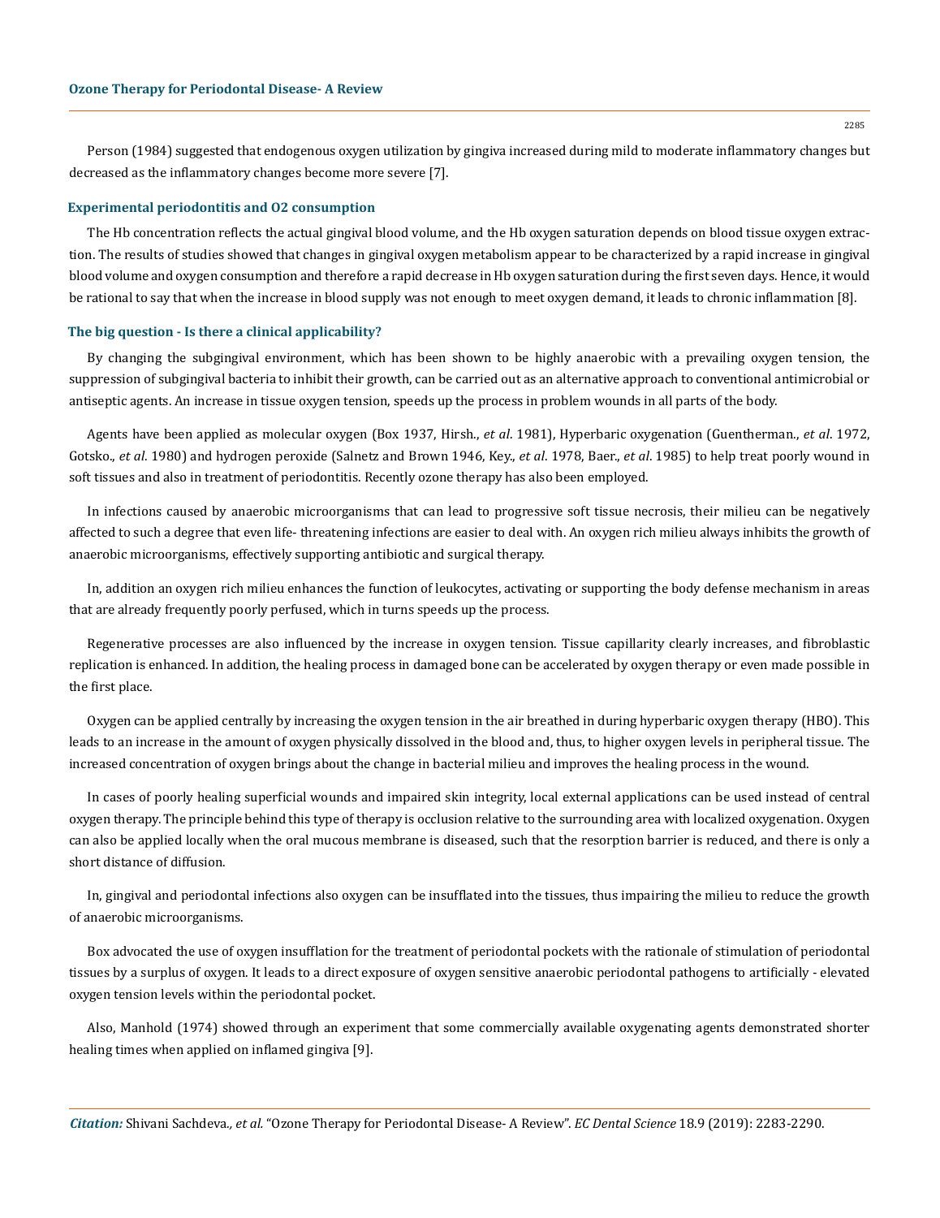Person (1984) suggested that endogenous oxygen utilization by gingiva increased during mild to moderate inflammatory changes but decreased as the inflammatory changes become more severe [7].

### Experimental periodontitis and O2 consumption

The Hb concentration reflects the actual gingival blood volume, and the Hb oxygen saturation depends on blood tissue oxygen extraction. The results of studies showed that changes in gingival oxygen metabolism appear to be characterized by a rapid increase in gingival blood volume and oxygen consumption and therefore a rapid decrease in Hb oxygen saturation during the first seven days. Hence, it would be rational to say that when the increase in blood supply was not enough to meet oxygen demand, it leads to chronic inflammation [8].

### The big question - Is there a clinical applicability?

By changing the subgingival environment, which has been shown to be highly anaerobic with a prevailing oxygen tension, the suppression of subgingival bacteria to inhibit their growth, can be carried out as an alternative approach to conventional antimicrobial or antiseptic agents. An increase in tissue oxygen tension, speeds up the process in problem wounds in all parts of the body.

Agents have been applied as molecular oxygen (Box 1937, Hirsh., *et al*. 1981), Hyperbaric oxygenation (Guentherman., *et al*. 1972, Gotsko., *et al*. 1980) and hydrogen peroxide (Salnetz and Brown 1946, Key., *et al*. 1978, Baer., *et al*. 1985) to help treat poorly wound in soft tissues and also in treatment of periodontitis. Recently ozone therapy has also been employed.

In infections caused by anaerobic microorganisms that can lead to progressive soft tissue necrosis, their milieu can be negatively affected to such a degree that even life- threatening infections are easier to deal with. An oxygen rich milieu always inhibits the growth of anaerobic microorganisms, effectively supporting antibiotic and surgical therapy.

In, addition an oxygen rich milieu enhances the function of leukocytes, activating or supporting the body defense mechanism in areas that are already frequently poorly perfused, which in turns speeds up the process.

Regenerative processes are also influenced by the increase in oxygen tension. Tissue capillarity clearly increases, and fibroblastic replication is enhanced. In addition, the healing process in damaged bone can be accelerated by oxygen therapy or even made possible in the first place.

Oxygen can be applied centrally by increasing the oxygen tension in the air breathed in during hyperbaric oxygen therapy (HBO). This leads to an increase in the amount of oxygen physically dissolved in the blood and, thus, to higher oxygen levels in peripheral tissue. The increased concentration of oxygen brings about the change in bacterial milieu and improves the healing process in the wound.

In cases of poorly healing superficial wounds and impaired skin integrity, local external applications can be used instead of central oxygen therapy. The principle behind this type of therapy is occlusion relative to the surrounding area with localized oxygenation. Oxygen can also be applied locally when the oral mucous membrane is diseased, such that the resorption barrier is reduced, and there is only a short distance of diffusion.

In, gingival and periodontal infections also oxygen can be insufflated into the tissues, thus impairing the milieu to reduce the growth of anaerobic microorganisms.

Box advocated the use of oxygen insufflation for the treatment of periodontal pockets with the rationale of stimulation of periodontal tissues by a surplus of oxygen. It leads to a direct exposure of oxygen sensitive anaerobic periodontal pathogens to artificially - elevated oxygen tension levels within the periodontal pocket.

Also, Manhold (1974) showed through an experiment that some commercially available oxygenating agents demonstrated shorter healing times when applied on inflamed gingiva [9].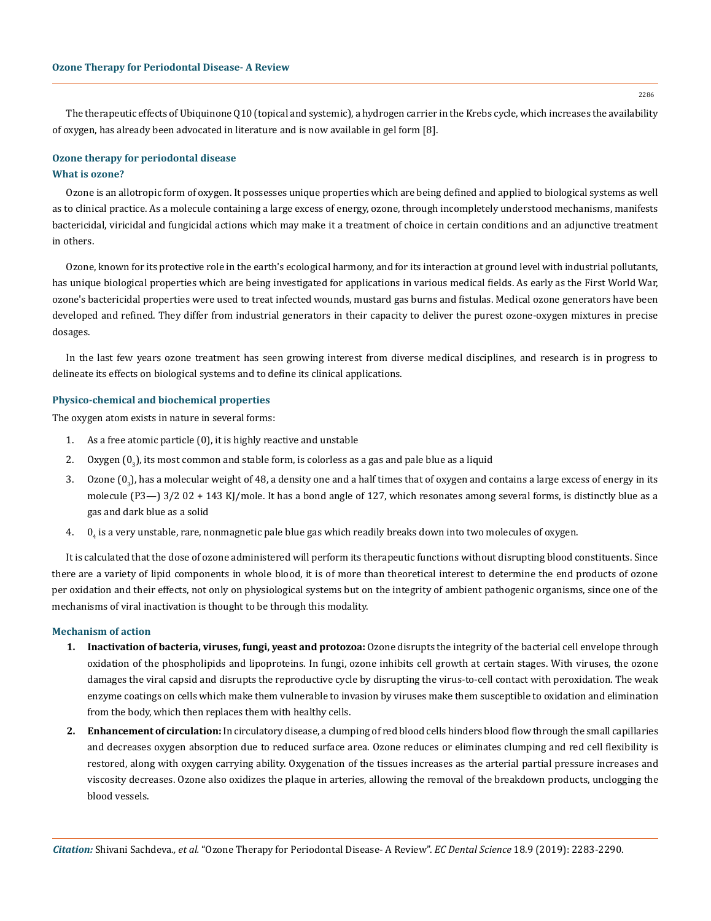The therapeutic effects of Ubiquinone Q10 (topical and systemic), a hydrogen carrier in the Krebs cycle, which increases the availability of oxygen, has already been advocated in literature and is now available in gel form [8].

## Ozone therapy for periodontal disease

### What is ozone?

Ozone is an allotropic form of oxygen. It possesses unique properties which are being defined and applied to biological systems as well as to clinical practice. As a molecule containing a large excess of energy, ozone, through incompletely understood mechanisms, manifests bactericidal, viricidal and fungicidal actions which may make it a treatment of choice in certain conditions and an adjunctive treatment in others.

Ozone, known for its protective role in the earth's ecological harmony, and for its interaction at ground level with industrial pollutants, has unique biological properties which are being investigated for applications in various medical fields. As early as the First World War, ozone's bactericidal properties were used to treat infected wounds, mustard gas burns and fistulas. Medical ozone generators have been developed and refined. They differ from industrial generators in their capacity to deliver the purest ozone-oxygen mixtures in precise dosages.

In the last few years ozone treatment has seen growing interest from diverse medical disciplines, and research is in progress to delineate its effects on biological systems and to define its clinical applications.

### Physico-chemical and biochemical properties

The oxygen atom exists in nature in several forms:

1. As a free atomic particle (0), it is highly reactive and unstable
2. Oxygen ($0_3$), its most common and stable form, is colorless as a gas and pale blue as a liquid
3. Ozone ($0_3$), has a molecular weight of 48, a density one and a half times that of oxygen and contains a large excess of energy in its molecule (P3—) 3/2 02 + 143 KJ/mole. It has a bond angle of 127, which resonates among several forms, is distinctly blue as a gas and dark blue as a solid
4. $0_4$ is a very unstable, rare, nonmagnetic pale blue gas which readily breaks down into two molecules of oxygen.

It is calculated that the dose of ozone administered will perform its therapeutic functions without disrupting blood constituents. Since there are a variety of lipid components in whole blood, it is of more than theoretical interest to determine the end products of ozone per oxidation and their effects, not only on physiological systems but on the integrity of ambient pathogenic organisms, since one of the mechanisms of viral inactivation is thought to be through this modality.

### Mechanism of action

1. **Inactivation of bacteria, viruses, fungi, yeast and protozoa:** Ozone disrupts the integrity of the bacterial cell envelope through oxidation of the phospholipids and lipoproteins. In fungi, ozone inhibits cell growth at certain stages. With viruses, the ozone damages the viral capsid and disrupts the reproductive cycle by disrupting the virus-to-cell contact with peroxidation. The weak enzyme coatings on cells which make them vulnerable to invasion by viruses make them susceptible to oxidation and elimination from the body, which then replaces them with healthy cells.
2. **Enhancement of circulation:** In circulatory disease, a clumping of red blood cells hinders blood flow through the small capillaries and decreases oxygen absorption due to reduced surface area. Ozone reduces or eliminates clumping and red cell flexibility is restored, along with oxygen carrying ability. Oxygenation of the tissues increases as the arterial partial pressure increases and viscosity decreases. Ozone also oxidizes the plaque in arteries, allowing the removal of the breakdown products, unclogging the blood vessels.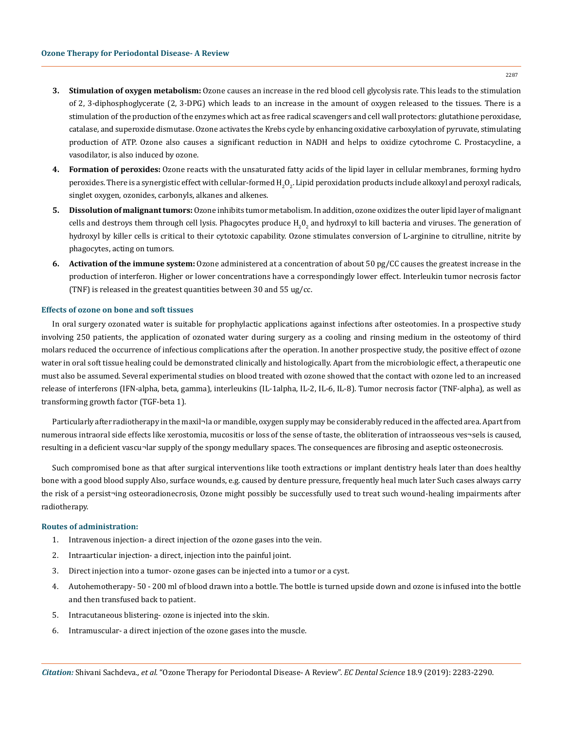3. **Stimulation of oxygen metabolism:** Ozone causes an increase in the red blood cell glycolysis rate. This leads to the stimulation of 2, 3-diphosphoglycerate (2, 3-DPG) which leads to an increase in the amount of oxygen released to the tissues. There is a stimulation of the production of the enzymes which act as free radical scavengers and cell wall protectors: glutathione peroxidase, catalase, and superoxide dismutase. Ozone activates the Krebs cycle by enhancing oxidative carboxylation of pyruvate, stimulating production of ATP. Ozone also causes a significant reduction in NADH and helps to oxidize cytochrome C. Prostacycline, a vasodilator, is also induced by ozone.

4. **Formation of peroxides:** Ozone reacts with the unsaturated fatty acids of the lipid layer in cellular membranes, forming hydro peroxides. There is a synergistic effect with cellular-formed $H_2O_2$. Lipid peroxidation products include alkoxyl and peroxyl radicals, singlet oxygen, ozonides, carbonyls, alkanes and alkenes.

5. **Dissolution of malignant tumors:** Ozone inhibits tumor metabolism. In addition, ozone oxidizes the outer lipid layer of malignant cells and destroys them through cell lysis. Phagocytes produce $H_20_2$ and hydroxyl to kill bacteria and viruses. The generation of hydroxyl by killer cells is critical to their cytotoxic capability. Ozone stimulates conversion of L-arginine to citrulline, nitrite by phagocytes, acting on tumors.

6. **Activation of the immune system:** Ozone administered at a concentration of about 50 pg/CC causes the greatest increase in the production of interferon. Higher or lower concentrations have a correspondingly lower effect. Interleukin tumor necrosis factor (TNF) is released in the greatest quantities between 30 and 55 ug/cc.

### Effects of ozone on bone and soft tissues

In oral surgery ozonated water is suitable for prophylactic applications against infections after osteotomies. In a prospective study involving 250 patients, the application of ozonated water during surgery as a cooling and rinsing medium in the osteotomy of third molars reduced the occurrence of infectious complications after the operation. In another prospective study, the positive effect of ozone water in oral soft tissue healing could be demonstrated clinically and histologically. Apart from the microbiologic effect, a therapeutic one must also be assumed. Several experimental studies on blood treated with ozone showed that the contact with ozone led to an increased release of interferons (IFN-alpha, beta, gamma), interleukins (IL-1alpha, IL-2, IL-6, IL-8). Tumor necrosis factor (TNF-alpha), as well as transforming growth factor (TGF-beta 1).

Particularly after radiotherapy in the maxil¬la or mandible, oxygen supply may be considerably reduced in the affected area. Apart from numerous intraoral side effects like xerostomia, mucositis or loss of the sense of taste, the obliteration of intraosseous ves¬sels is caused, resulting in a deficient vascu¬lar supply of the spongy medullary spaces. The consequences are fibrosing and aseptic osteonecrosis.

Such compromised bone as that after surgical interventions like tooth extractions or implant dentistry heals later than does healthy bone with a good blood supply Also, surface wounds, e.g. caused by denture pressure, frequently heal much later Such cases always carry the risk of a persist¬ing osteoradionecrosis, Ozone might possibly be successfully used to treat such wound-healing impairments after radiotherapy.

### Routes of administration:

1. Intravenous injection- a direct injection of the ozone gases into the vein.
2. Intraarticular injection- a direct, injection into the painful joint.
3. Direct injection into a tumor- ozone gases can be injected into a tumor or a cyst.
4. Autohemotherapy- 50 - 200 ml of blood drawn into a bottle. The bottle is turned upside down and ozone is infused into the bottle and then transfused back to patient.
5. Intracutaneous blistering- ozone is injected into the skin.
6. Intramuscular- a direct injection of the ozone gases into the muscle.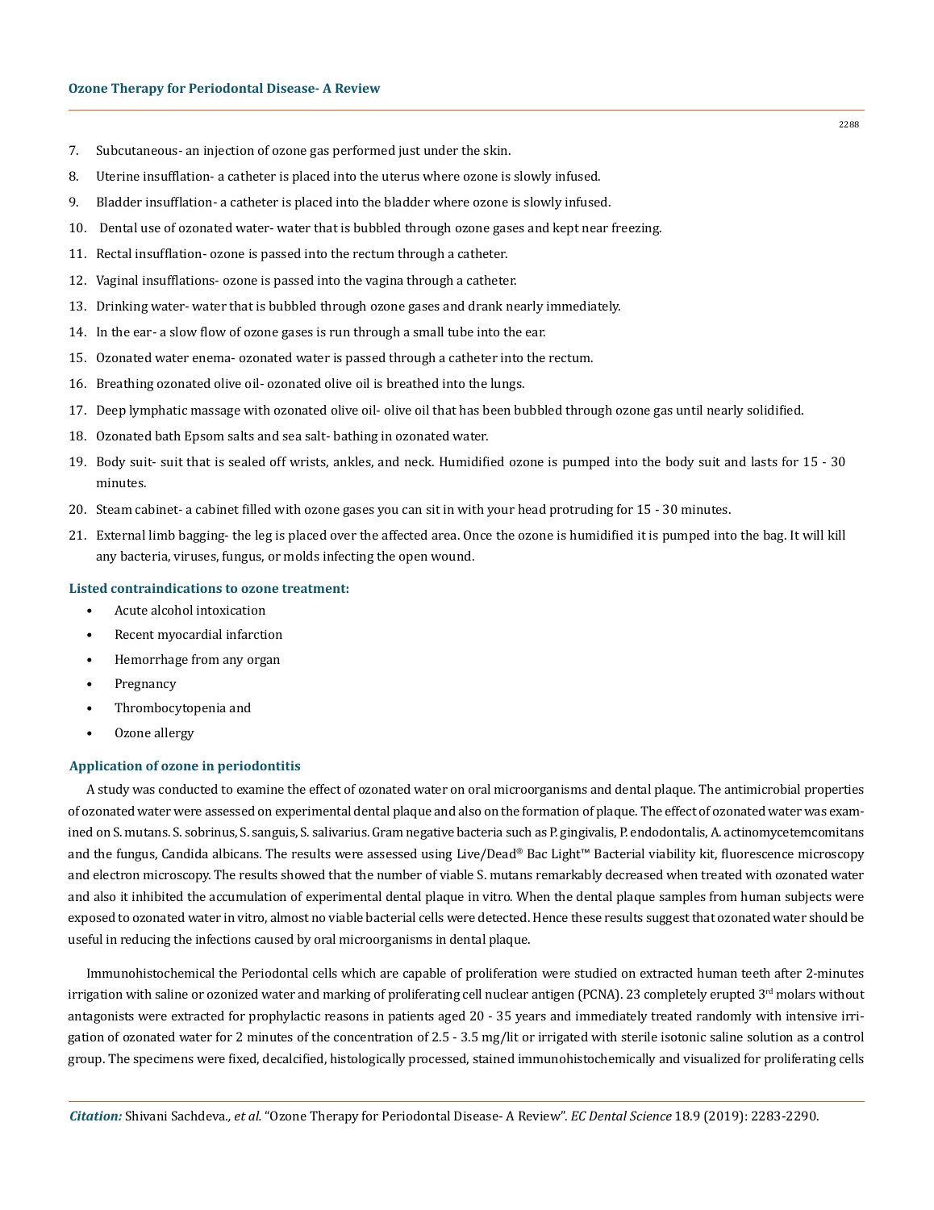7. Subcutaneous- an injection of ozone gas performed just under the skin.
8. Uterine insufflation- a catheter is placed into the uterus where ozone is slowly infused.
9. Bladder insufflation- a catheter is placed into the bladder where ozone is slowly infused.
10. Dental use of ozonated water- water that is bubbled through ozone gases and kept near freezing.
11. Rectal insufflation- ozone is passed into the rectum through a catheter.
12. Vaginal insufflations- ozone is passed into the vagina through a catheter.
13. Drinking water- water that is bubbled through ozone gases and drank nearly immediately.
14. In the ear- a slow flow of ozone gases is run through a small tube into the ear.
15. Ozonated water enema- ozonated water is passed through a catheter into the rectum.
16. Breathing ozonated olive oil- ozonated olive oil is breathed into the lungs.
17. Deep lymphatic massage with ozonated olive oil- olive oil that has been bubbled through ozone gas until nearly solidified.
18. Ozonated bath Epsom salts and sea salt- bathing in ozonated water.
19. Body suit- suit that is sealed off wrists, ankles, and neck. Humidified ozone is pumped into the body suit and lasts for 15 - 30 minutes.
20. Steam cabinet- a cabinet filled with ozone gases you can sit in with your head protruding for 15 - 30 minutes.
21. External limb bagging- the leg is placed over the affected area. Once the ozone is humidified it is pumped into the bag. It will kill any bacteria, viruses, fungus, or molds infecting the open wound.

### Listed contraindications to ozone treatment:

- Acute alcohol intoxication
- Recent myocardial infarction
- Hemorrhage from any organ
- Pregnancy
- Thrombocytopenia and
- Ozone allergy

### Application of ozone in periodontitis

A study was conducted to examine the effect of ozonated water on oral microorganisms and dental plaque. The antimicrobial properties of ozonated water were assessed on experimental dental plaque and also on the formation of plaque. The effect of ozonated water was examined on S. mutans. S. sobrinus, S. sanguis, S. salivarius. Gram negative bacteria such as P. gingivalis, P. endodontalis, A. actinomycetemcomitans and the fungus, Candida albicans. The results were assessed using Live/Dead® Bac Light™ Bacterial viability kit, fluorescence microscopy and electron microscopy. The results showed that the number of viable S. mutans remarkably decreased when treated with ozonated water and also it inhibited the accumulation of experimental dental plaque in vitro. When the dental plaque samples from human subjects were exposed to ozonated water in vitro, almost no viable bacterial cells were detected. Hence these results suggest that ozonated water should be useful in reducing the infections caused by oral microorganisms in dental plaque.

Immunohistochemical the Periodontal cells which are capable of proliferation were studied on extracted human teeth after 2-minutes irrigation with saline or ozonized water and marking of proliferating cell nuclear antigen (PCNA). 23 completely erupted 3rd molars without antagonists were extracted for prophylactic reasons in patients aged 20 - 35 years and immediately treated randomly with intensive irrigation of ozonated water for 2 minutes of the concentration of 2.5 - 3.5 mg/lit or irrigated with sterile isotonic saline solution as a control group. The specimens were fixed, decalcified, histologically processed, stained immunohistochemically and visualized for proliferating cells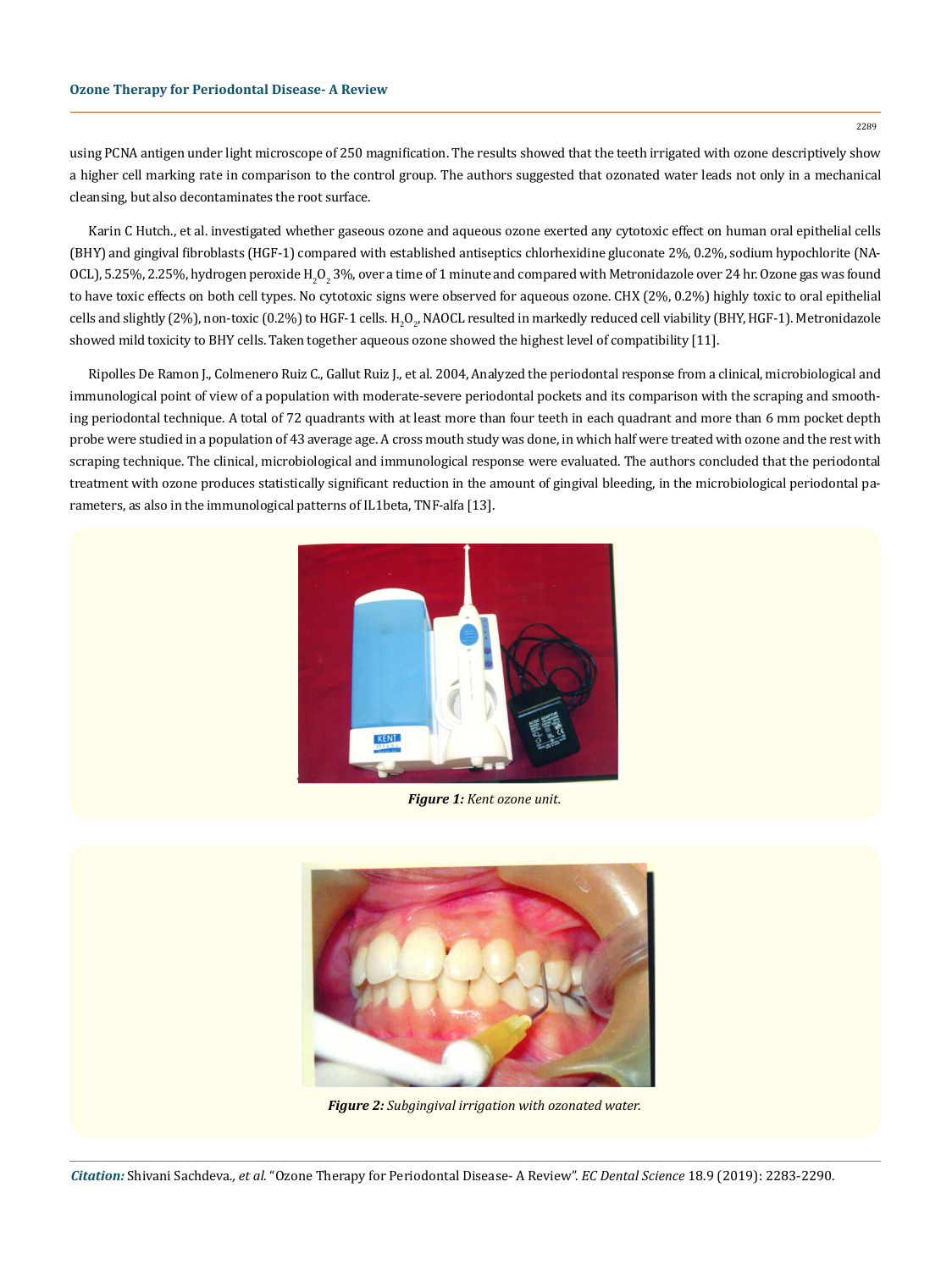using PCNA antigen under light microscope of 250 magnification. The results showed that the teeth irrigated with ozone descriptively show a higher cell marking rate in comparison to the control group. The authors suggested that ozonated water leads not only in a mechanical cleansing, but also decontaminates the root surface.

Karin C Hutch., et al. investigated whether gaseous ozone and aqueous ozone exerted any cytotoxic effect on human oral epithelial cells (BHY) and gingival fibroblasts (HGF-1) compared with established antiseptics chlorhexidine gluconate 2%, 0.2%, sodium hypochlorite (NAOCL), 5.25%, 2.25%, hydrogen peroxide $H_2O_2$ 3%, over a time of 1 minute and compared with Metronidazole over 24 hr. Ozone gas was found to have toxic effects on both cell types. No cytotoxic signs were observed for aqueous ozone. CHX (2%, 0.2%) highly toxic to oral epithelial cells and slightly (2%), non-toxic (0.2%) to HGF-1 cells. $H_2O_2$, NAOCL resulted in markedly reduced cell viability (BHY, HGF-1). Metronidazole showed mild toxicity to BHY cells. Taken together aqueous ozone showed the highest level of compatibility [11].

Ripolles De Ramon J., Colmenero Ruiz C., Gallut Ruiz J., et al. 2004, Analyzed the periodontal response from a clinical, microbiological and immunological point of view of a population with moderate-severe periodontal pockets and its comparison with the scraping and smoothing periodontal technique. A total of 72 quadrants with at least more than four teeth in each quadrant and more than 6 mm pocket depth probe were studied in a population of 43 average age. A cross mouth study was done, in which half were treated with ozone and the rest with scraping technique. The clinical, microbiological and immunological response were evaluated. The authors concluded that the periodontal treatment with ozone produces statistically significant reduction in the amount of gingival bleeding, in the microbiological periodontal parameters, as also in the immunological patterns of IL1beta, TNF-alfa [13].

***Figure 1:*** *Kent ozone unit.*

***Figure 2:*** *Subgingival irrigation with ozonated water.*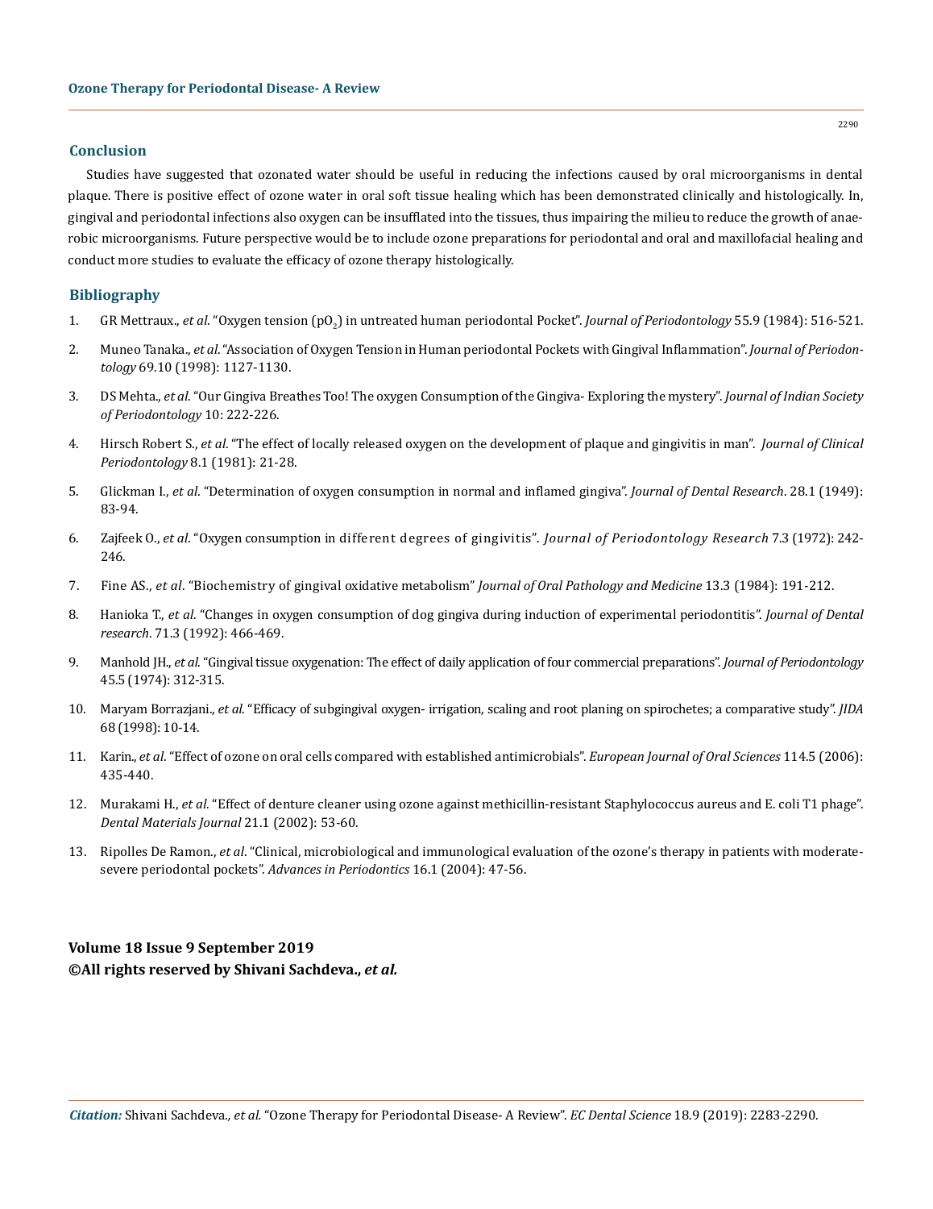## Conclusion

Studies have suggested that ozonated water should be useful in reducing the infections caused by oral microorganisms in dental plaque. There is positive effect of ozone water in oral soft tissue healing which has been demonstrated clinically and histologically. In, gingival and periodontal infections also oxygen can be insufflated into the tissues, thus impairing the milieu to reduce the growth of anaerobic microorganisms. Future perspective would be to include ozone preparations for periodontal and oral and maxillofacial healing and conduct more studies to evaluate the efficacy of ozone therapy histologically.

## Bibliography

1. GR Mettraux., *et al*. "Oxygen tension ($pO_2$) in untreated human periodontal Pocket". *Journal of Periodontology* 55.9 (1984): 516-521.
2. Muneo Tanaka., *et al*. "Association of Oxygen Tension in Human periodontal Pockets with Gingival Inflammation". *Journal of Periodontology* 69.10 (1998): 1127-1130.
3. DS Mehta., *et al*. "Our Gingiva Breathes Too! The oxygen Consumption of the Gingiva- Exploring the mystery". *Journal of Indian Society of Periodontology* 10: 222-226.
4. Hirsch Robert S., *et al*. "The effect of locally released oxygen on the development of plaque and gingivitis in man". *Journal of Clinical Periodontology* 8.1 (1981): 21-28.
5. Glickman I., *et al*. "Determination of oxygen consumption in normal and inflamed gingiva". *Journal of Dental Research*. 28.1 (1949): 83-94.
6. Zajfeek O., *et al*. "Oxygen consumption in different degrees of gingivitis". *Journal of Periodontology Research* 7.3 (1972): 242-246.
7. Fine AS., *et al*. "Biochemistry of gingival oxidative metabolism" *Journal of Oral Pathology and Medicine* 13.3 (1984): 191-212.
8. Hanioka T., *et al*. "Changes in oxygen consumption of dog gingiva during induction of experimental periodontitis". *Journal of Dental research*. 71.3 (1992): 466-469.
9. Manhold JH., *et al*. "Gingival tissue oxygenation: The effect of daily application of four commercial preparations". *Journal of Periodontology* 45.5 (1974): 312-315.
10. Maryam Borrazjani., *et al*. "Efficacy of subgingival oxygen- irrigation, scaling and root planing on spirochetes; a comparative study". *JIDA* 68 (1998): 10-14.
11. Karin., *et al*. "Effect of ozone on oral cells compared with established antimicrobials". *European Journal of Oral Sciences* 114.5 (2006): 435-440.
12. Murakami H., *et al*. "Effect of denture cleaner using ozone against methicillin-resistant Staphylococcus aureus and E. coli T1 phage". *Dental Materials Journal* 21.1 (2002): 53-60.
13. Ripolles De Ramon., *et al*. "Clinical, microbiological and immunological evaluation of the ozone's therapy in patients with moderate-severe periodontal pockets". *Advances in Periodontics* 16.1 (2004): 47-56.

**Volume 18 Issue 9 September 2019**
**©All rights reserved by Shivani Sachdeva., *et al.***